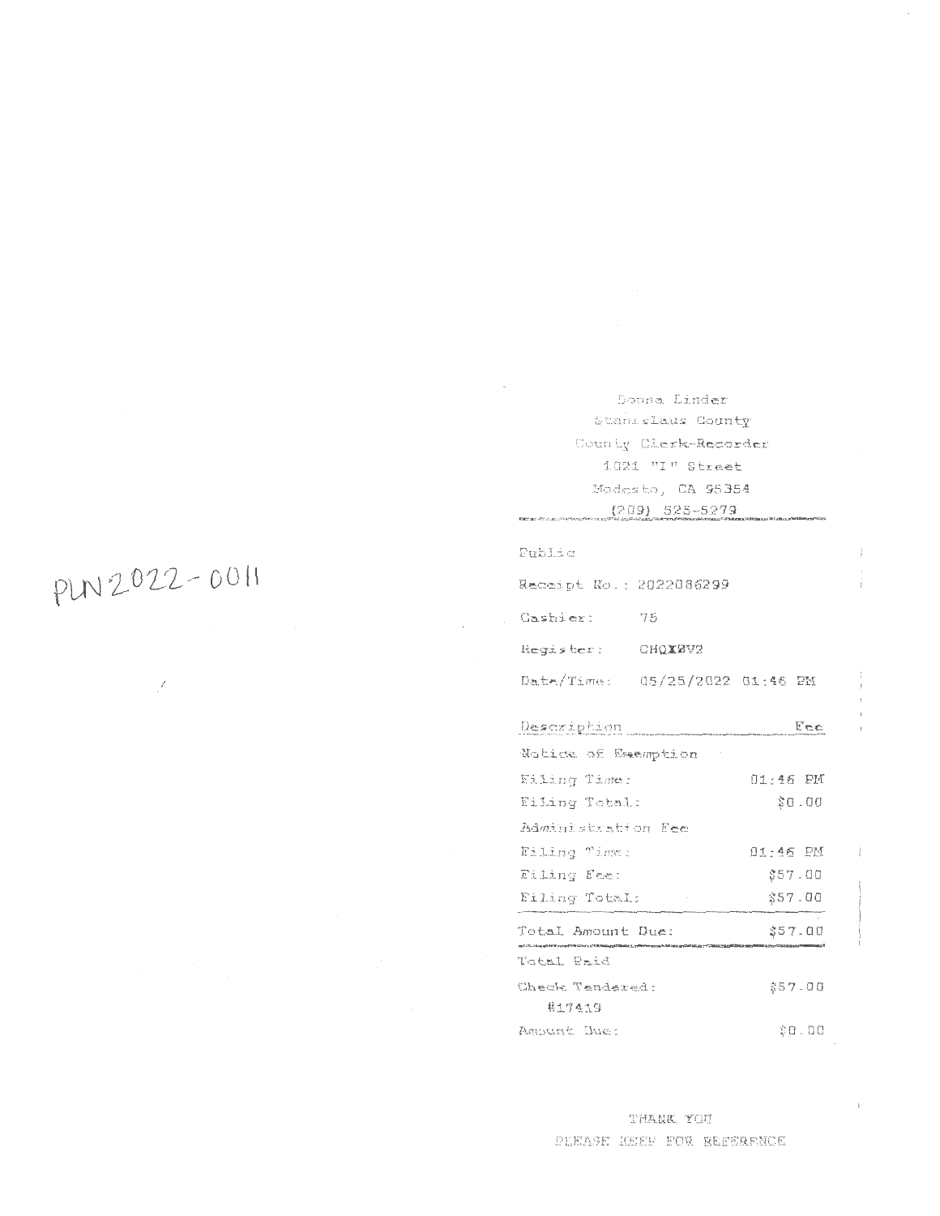PLN 2022-0011

Donna Linder
Stanislaus County
County Clerk-Recorder
1021 "I" Street
Modesto, CA 95354
(209) 525-5279

Public

Receipt No.: 2022086299

Cashier: 75

Register: CHQXØV2

Date/Time: 05/25/2022 01:46 PM

| Description | Fee |
| --- | --- |
| Notice of Exemption | |
| Filing Time: | 01:46 PM |
| Filing Total: | $0.00 |
| Administration Fee | |
| Filing Time: | 01:46 PM |
| Filing Fee: | $57.00 |
| Filing Total: | $57.00 |
| Total Amount Due: | $57.00 |
| Total Paid | |
| Check Tendered: #17419 | $57.00 |
| Amount Due: | $0.00 |

THANK YOU
PLEASE KEEP FOR REFERENCE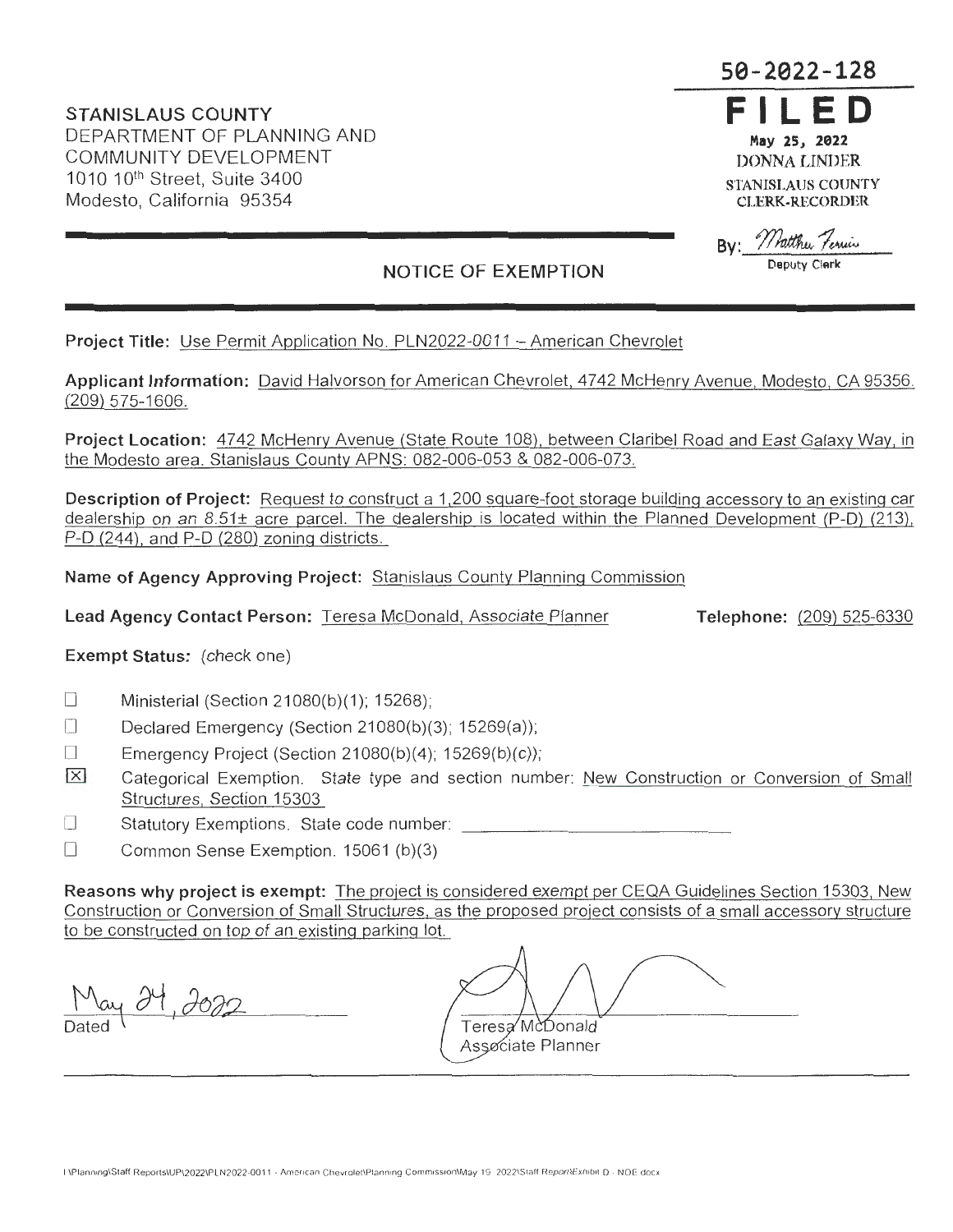50-2022-128

**FILED**

May 25, 2022
DONNA LINDER
STANISLAUS COUNTY
CLERK-RECORDER

By: Matthew Ferreira
Deputy Clerk

**STANISLAUS COUNTY**
DEPARTMENT OF PLANNING AND
COMMUNITY DEVELOPMENT
1010 10th Street, Suite 3400
Modesto, California 95354

## NOTICE OF EXEMPTION

**Project Title:** Use Permit Application No. PLN2022-0011 – American Chevrolet

**Applicant Information:** David Halvorson for American Chevrolet, 4742 McHenry Avenue, Modesto, CA 95356. (209) 575-1606.

**Project Location:** 4742 McHenry Avenue (State Route 108), between Claribel Road and East Galaxy Way, in the Modesto area. Stanislaus County APNS: 082-006-053 & 082-006-073.

**Description of Project:** Request to construct a 1,200 square-foot storage building accessory to an existing car dealership on an 8.51± acre parcel. The dealership is located within the Planned Development (P-D) (213), P-D (244), and P-D (280) zoning districts.

**Name of Agency Approving Project:** Stanislaus County Planning Commission

**Lead Agency Contact Person:** Teresa McDonald, Associate Planner **Telephone:** (209) 525-6330

**Exempt Status:** (check one)

- ☐ Ministerial (Section 21080(b)(1); 15268);
- ☐ Declared Emergency (Section 21080(b)(3); 15269(a));
- ☐ Emergency Project (Section 21080(b)(4); 15269(b)(c));
- ☒ Categorical Exemption. State type and section number: New Construction or Conversion of Small Structures, Section 15303
- ☐ Statutory Exemptions. State code number: ____________________
- ☐ Common Sense Exemption. 15061 (b)(3)

**Reasons why project is exempt:** The project is considered exempt per CEQA Guidelines Section 15303, New Construction or Conversion of Small Structures, as the proposed project consists of a small accessory structure to be constructed on top of an existing parking lot.

May 24, 2022
Dated

Teresa McDonald
Associate Planner

I:\Planning\Staff Reports\UP\2022\PLN2022-0011 - American Chevrolet\Planning Commission\May 19 2022\Staff Report\Exhibit D - NOE.docx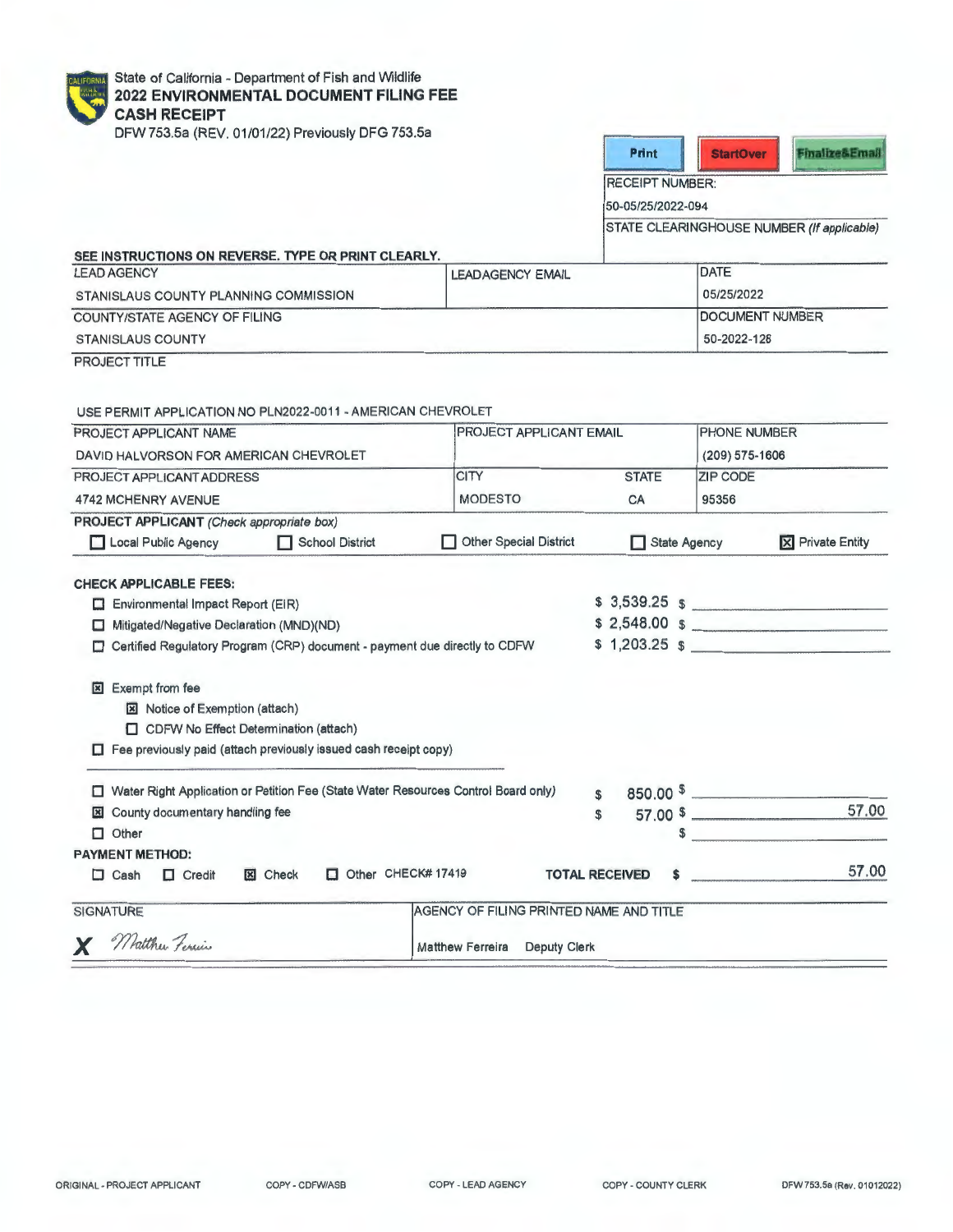State of California - Department of Fish and Wildlife

**2022 ENVIRONMENTAL DOCUMENT FILING FEE**

**CASH RECEIPT**

DFW 753.5a (REV. 01/01/22) Previously DFG 753.5a

Print | StartOver | Finalize&Email

RECEIPT NUMBER:
50-05/25/2022-094

STATE CLEARINGHOUSE NUMBER *(If applicable)*

**SEE INSTRUCTIONS ON REVERSE. TYPE OR PRINT CLEARLY.**

| LEAD AGENCY | LEAD AGENCY EMAIL | DATE |
|---|---|---|
| STANISLAUS COUNTY PLANNING COMMISSION | | 05/25/2022 |

| COUNTY/STATE AGENCY OF FILING | DOCUMENT NUMBER |
|---|---|
| STANISLAUS COUNTY | 50-2022-126 |

PROJECT TITLE

USE PERMIT APPLICATION NO PLN2022-0011 - AMERICAN CHEVROLET

| PROJECT APPLICANT NAME | PROJECT APPLICANT EMAIL | PHONE NUMBER |
|---|---|---|
| DAVID HALVORSON FOR AMERICAN CHEVROLET | | (209) 575-1606 |

| PROJECT APPLICANT ADDRESS | CITY | STATE | ZIP CODE |
|---|---|---|---|
| 4742 MCHENRY AVENUE | MODESTO | CA | 95356 |

**PROJECT APPLICANT** *(Check appropriate box)*

☐ Local Public Agency ☐ School District ☐ Other Special District ☐ State Agency ☒ Private Entity

**CHECK APPLICABLE FEES:**

| | | |
|---|---|---|
| ☐ Environmental Impact Report (EIR) | $ 3,539.25 | $ |
| ☐ Mitigated/Negative Declaration (MND)(ND) | $ 2,548.00 | $ |
| ☐ Certified Regulatory Program (CRP) document - payment due directly to CDFW | $ 1,203.25 | $ |

☒ Exempt from fee
- ☒ Notice of Exemption (attach)
- ☐ CDFW No Effect Determination (attach)

☐ Fee previously paid (attach previously issued cash receipt copy)

| | | |
|---|---|---|
| ☐ Water Right Application or Petition Fee (State Water Resources Control Board only) | $ 850.00 | $ |
| ☒ County documentary handling fee | $ 57.00 | $ 57.00 |
| ☐ Other | | $ |

**PAYMENT METHOD:**

☐ Cash ☐ Credit ☒ Check ☐ Other CHECK# 17419

**TOTAL RECEIVED** $ 57.00

| SIGNATURE | AGENCY OF FILING PRINTED NAME AND TITLE |
|---|---|
| X Matthew Ferreira | Matthew Ferreira Deputy Clerk |

ORIGINAL - PROJECT APPLICANT COPY - CDFW/ASB COPY - LEAD AGENCY COPY - COUNTY CLERK DFW 753.5a (Rev. 01012022)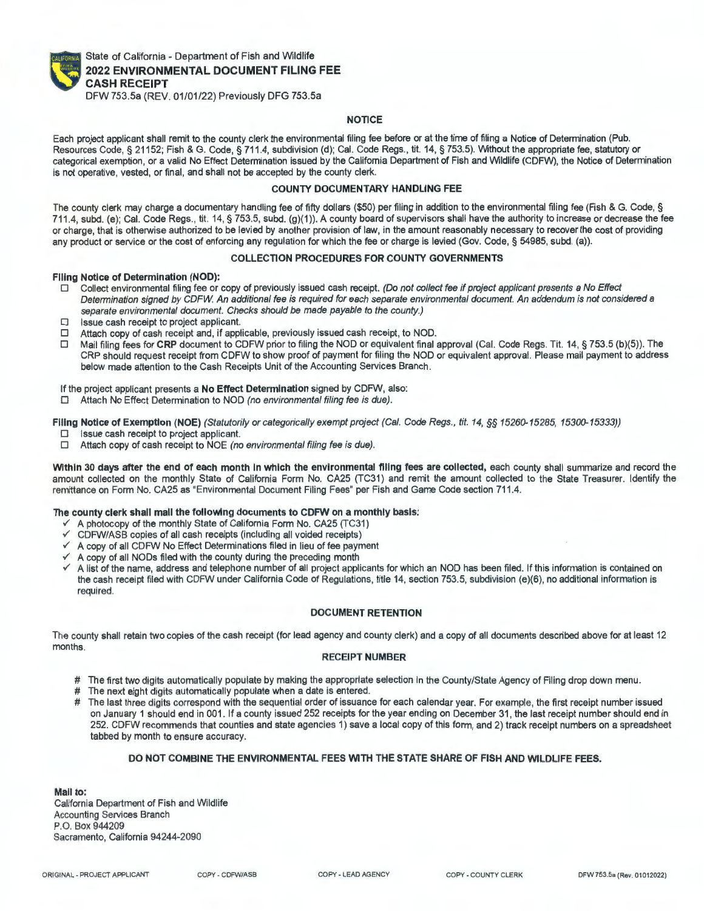State of California - Department of Fish and Wildlife

**2022 ENVIRONMENTAL DOCUMENT FILING FEE CASH RECEIPT**

DFW 753.5a (REV. 01/01/22) Previously DFG 753.5a

### NOTICE

Each project applicant shall remit to the county clerk the environmental filing fee before or at the time of filing a Notice of Determination (Pub. Resources Code, § 21152; Fish & G. Code, § 711.4, subdivision (d); Cal. Code Regs., tit. 14, § 753.5). Without the appropriate fee, statutory or categorical exemption, or a valid No Effect Determination issued by the California Department of Fish and Wildlife (CDFW), the Notice of Determination is not operative, vested, or final, and shall not be accepted by the county clerk.

### COUNTY DOCUMENTARY HANDLING FEE

The county clerk may charge a documentary handling fee of fifty dollars ($50) per filing in addition to the environmental filing fee (Fish & G. Code, § 711.4, subd. (e); Cal. Code Regs., tit. 14, § 753.5, subd. (g)(1)). A county board of supervisors shall have the authority to increase or decrease the fee or charge, that is otherwise authorized to be levied by another provision of law, in the amount reasonably necessary to recover the cost of providing any product or service or the cost of enforcing any regulation for which the fee or charge is levied (Gov. Code, § 54985, subd. (a)).

### COLLECTION PROCEDURES FOR COUNTY GOVERNMENTS

**Filing Notice of Determination (NOD):**

- ☐ Collect environmental filing fee or copy of previously issued cash receipt. *(Do not collect fee if project applicant presents a No Effect Determination signed by CDFW. An additional fee is required for each separate environmental document. An addendum is not considered a separate environmental document. Checks should be made payable to the county.)*
- ☐ Issue cash receipt to project applicant.
- ☐ Attach copy of cash receipt and, if applicable, previously issued cash receipt, to NOD.
- ☐ Mail filing fees for **CRP** document to CDFW prior to filing the NOD or equivalent final approval (Cal. Code Regs. Tit. 14, § 753.5 (b)(5)). The CRP should request receipt from CDFW to show proof of payment for filing the NOD or equivalent approval. Please mail payment to address below made attention to the Cash Receipts Unit of the Accounting Services Branch.

If the project applicant presents a **No Effect Determination** signed by CDFW, also:

- ☐ Attach No Effect Determination to NOD *(no environmental filing fee is due)*.

**Filing Notice of Exemption (NOE)** *(Statutorily or categorically exempt project (Cal. Code Regs., tit. 14, §§ 15260-15285, 15300-15333))*

- ☐ Issue cash receipt to project applicant.
- ☐ Attach copy of cash receipt to NOE *(no environmental filing fee is due)*.

**Within 30 days after the end of each month in which the environmental filing fees are collected,** each county shall summarize and record the amount collected on the monthly State of California Form No. CA25 (TC31) and remit the amount collected to the State Treasurer. Identify the remittance on Form No. CA25 as "Environmental Document Filing Fees" per Fish and Game Code section 711.4.

**The county clerk shall mail the following documents to CDFW on a monthly basis:**

- ✓ A photocopy of the monthly State of California Form No. CA25 (TC31)
- ✓ CDFW/ASB copies of all cash receipts (including all voided receipts)
- ✓ A copy of all CDFW No Effect Determinations filed in lieu of fee payment
- ✓ A copy of all NODs filed with the county during the preceding month
- ✓ A list of the name, address and telephone number of all project applicants for which an NOD has been filed. If this information is contained on the cash receipt filed with CDFW under California Code of Regulations, title 14, section 753.5, subdivision (e)(6), no additional information is required.

### DOCUMENT RETENTION

The county shall retain two copies of the cash receipt (for lead agency and county clerk) and a copy of all documents described above for at least 12 months.

### RECEIPT NUMBER

- # The first two digits automatically populate by making the appropriate selection in the County/State Agency of Filing drop down menu.
- # The next eight digits automatically populate when a date is entered.
- # The last three digits correspond with the sequential order of issuance for each calendar year. For example, the first receipt number issued on January 1 should end in 001. If a county issued 252 receipts for the year ending on December 31, the last receipt number should end in 252. CDFW recommends that counties and state agencies 1) save a local copy of this form, and 2) track receipt numbers on a spreadsheet tabbed by month to ensure accuracy.

**DO NOT COMBINE THE ENVIRONMENTAL FEES WITH THE STATE SHARE OF FISH AND WILDLIFE FEES.**

**Mail to:**
California Department of Fish and Wildlife
Accounting Services Branch
P.O. Box 944209
Sacramento, California 94244-2090

ORIGINAL - PROJECT APPLICANT | COPY - CDFW/ASB | COPY - LEAD AGENCY | COPY - COUNTY CLERK | DFW 753.5a (Rev. 01012022)